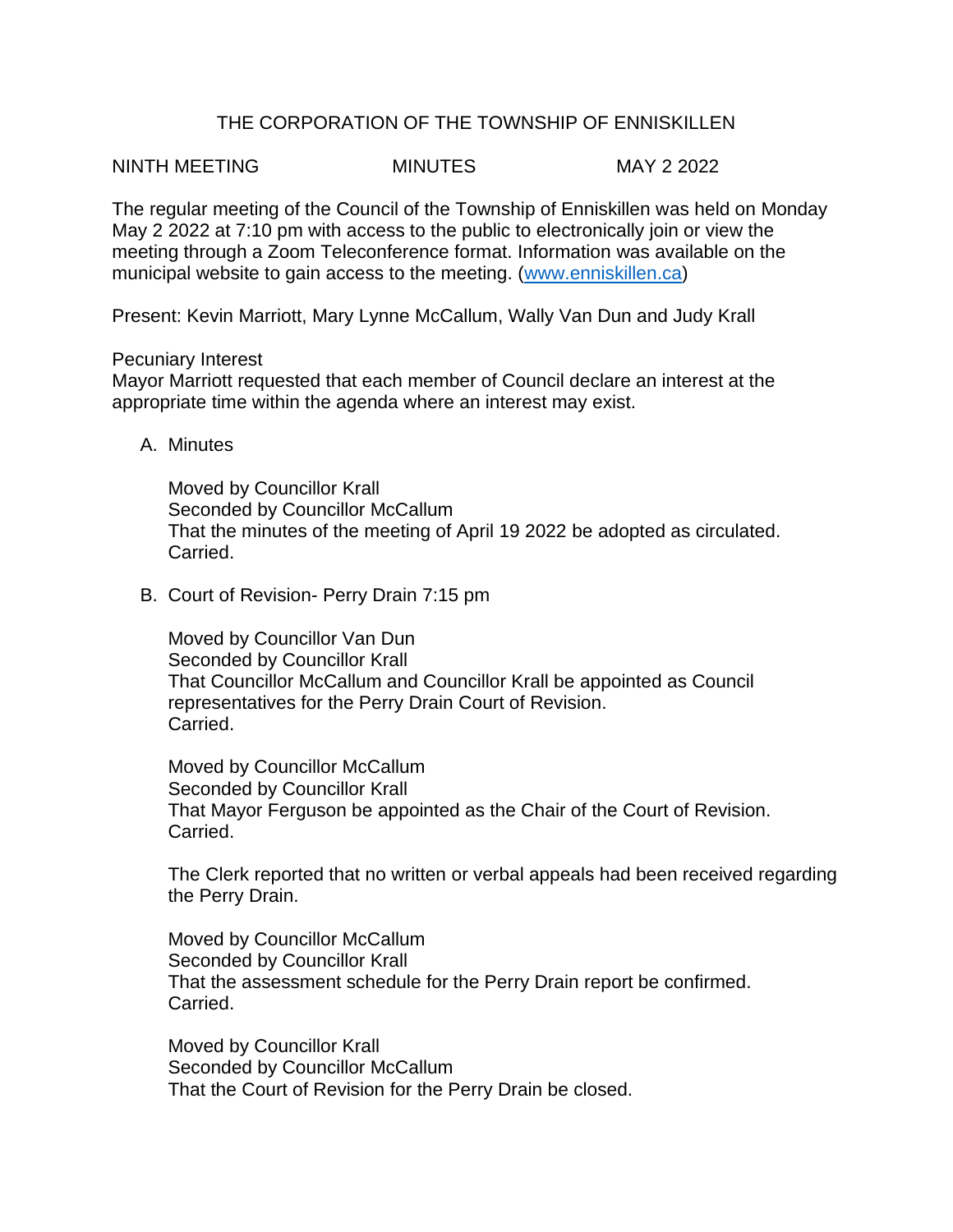# THE CORPORATION OF THE TOWNSHIP OF ENNISKILLEN

NINTH MEETING MINUTES MAY 2 2022

The regular meeting of the Council of the Township of Enniskillen was held on Monday May 2 2022 at 7:10 pm with access to the public to electronically join or view the meeting through a Zoom Teleconference format. Information was available on the municipal website to gain access to the meeting. (www.enniskillen.ca)

Present: Kevin Marriott, Mary Lynne McCallum, Wally Van Dun and Judy Krall

Pecuniary Interest
Mayor Marriott requested that each member of Council declare an interest at the appropriate time within the agenda where an interest may exist.

A. Minutes

   Moved by Councillor Krall
   Seconded by Councillor McCallum
   That the minutes of the meeting of April 19 2022 be adopted as circulated.
   Carried.

B. Court of Revision- Perry Drain 7:15 pm

   Moved by Councillor Van Dun
   Seconded by Councillor Krall
   That Councillor McCallum and Councillor Krall be appointed as Council representatives for the Perry Drain Court of Revision.
   Carried.

   Moved by Councillor McCallum
   Seconded by Councillor Krall
   That Mayor Ferguson be appointed as the Chair of the Court of Revision.
   Carried.

   The Clerk reported that no written or verbal appeals had been received regarding the Perry Drain.

   Moved by Councillor McCallum
   Seconded by Councillor Krall
   That the assessment schedule for the Perry Drain report be confirmed.
   Carried.

   Moved by Councillor Krall
   Seconded by Councillor McCallum
   That the Court of Revision for the Perry Drain be closed.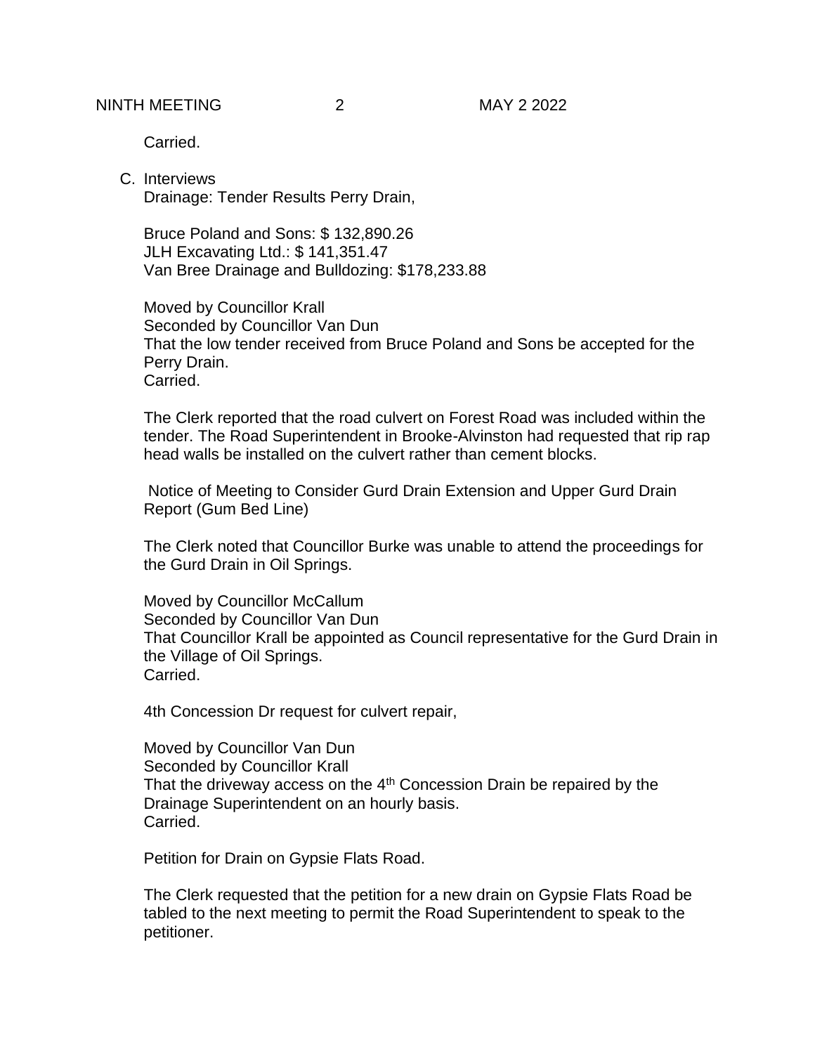Carried.

C. Interviews

Drainage: Tender Results Perry Drain,

Bruce Poland and Sons: $ 132,890.26
JLH Excavating Ltd.: $ 141,351.47
Van Bree Drainage and Bulldozing: $178,233.88

Moved by Councillor Krall
Seconded by Councillor Van Dun
That the low tender received from Bruce Poland and Sons be accepted for the Perry Drain.
Carried.

The Clerk reported that the road culvert on Forest Road was included within the tender. The Road Superintendent in Brooke-Alvinston had requested that rip rap head walls be installed on the culvert rather than cement blocks.

Notice of Meeting to Consider Gurd Drain Extension and Upper Gurd Drain Report (Gum Bed Line)

The Clerk noted that Councillor Burke was unable to attend the proceedings for the Gurd Drain in Oil Springs.

Moved by Councillor McCallum
Seconded by Councillor Van Dun
That Councillor Krall be appointed as Council representative for the Gurd Drain in the Village of Oil Springs.
Carried.

4th Concession Dr request for culvert repair,

Moved by Councillor Van Dun
Seconded by Councillor Krall
That the driveway access on the 4th Concession Drain be repaired by the Drainage Superintendent on an hourly basis.
Carried.

Petition for Drain on Gypsie Flats Road.

The Clerk requested that the petition for a new drain on Gypsie Flats Road be tabled to the next meeting to permit the Road Superintendent to speak to the petitioner.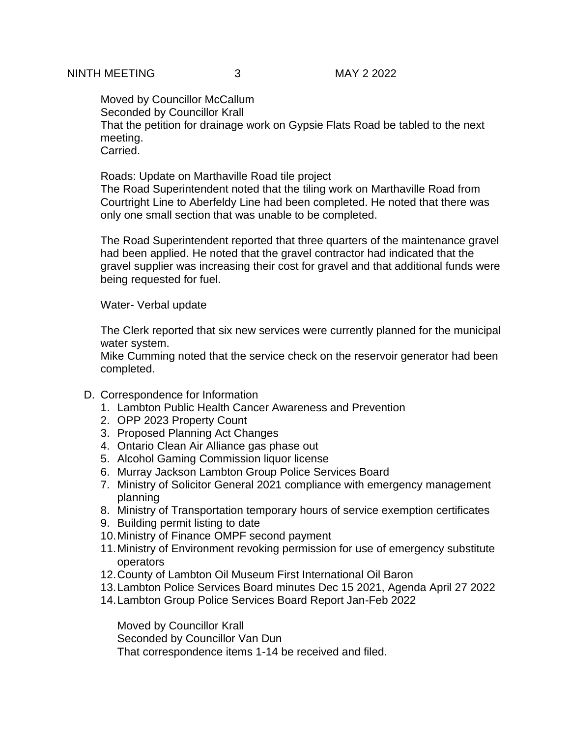Moved by Councillor McCallum
Seconded by Councillor Krall
That the petition for drainage work on Gypsie Flats Road be tabled to the next meeting.
Carried.

Roads: Update on Marthaville Road tile project
The Road Superintendent noted that the tiling work on Marthaville Road from Courtright Line to Aberfeldy Line had been completed. He noted that there was only one small section that was unable to be completed.

The Road Superintendent reported that three quarters of the maintenance gravel had been applied. He noted that the gravel contractor had indicated that the gravel supplier was increasing their cost for gravel and that additional funds were being requested for fuel.

Water- Verbal update

The Clerk reported that six new services were currently planned for the municipal water system.
Mike Cumming noted that the service check on the reservoir generator had been completed.

D. Correspondence for Information
   1. Lambton Public Health Cancer Awareness and Prevention
   2. OPP 2023 Property Count
   3. Proposed Planning Act Changes
   4. Ontario Clean Air Alliance gas phase out
   5. Alcohol Gaming Commission liquor license
   6. Murray Jackson Lambton Group Police Services Board
   7. Ministry of Solicitor General 2021 compliance with emergency management planning
   8. Ministry of Transportation temporary hours of service exemption certificates
   9. Building permit listing to date
   10. Ministry of Finance OMPF second payment
   11. Ministry of Environment revoking permission for use of emergency substitute operators
   12. County of Lambton Oil Museum First International Oil Baron
   13. Lambton Police Services Board minutes Dec 15 2021, Agenda April 27 2022
   14. Lambton Group Police Services Board Report Jan-Feb 2022

   Moved by Councillor Krall
   Seconded by Councillor Van Dun
   That correspondence items 1-14 be received and filed.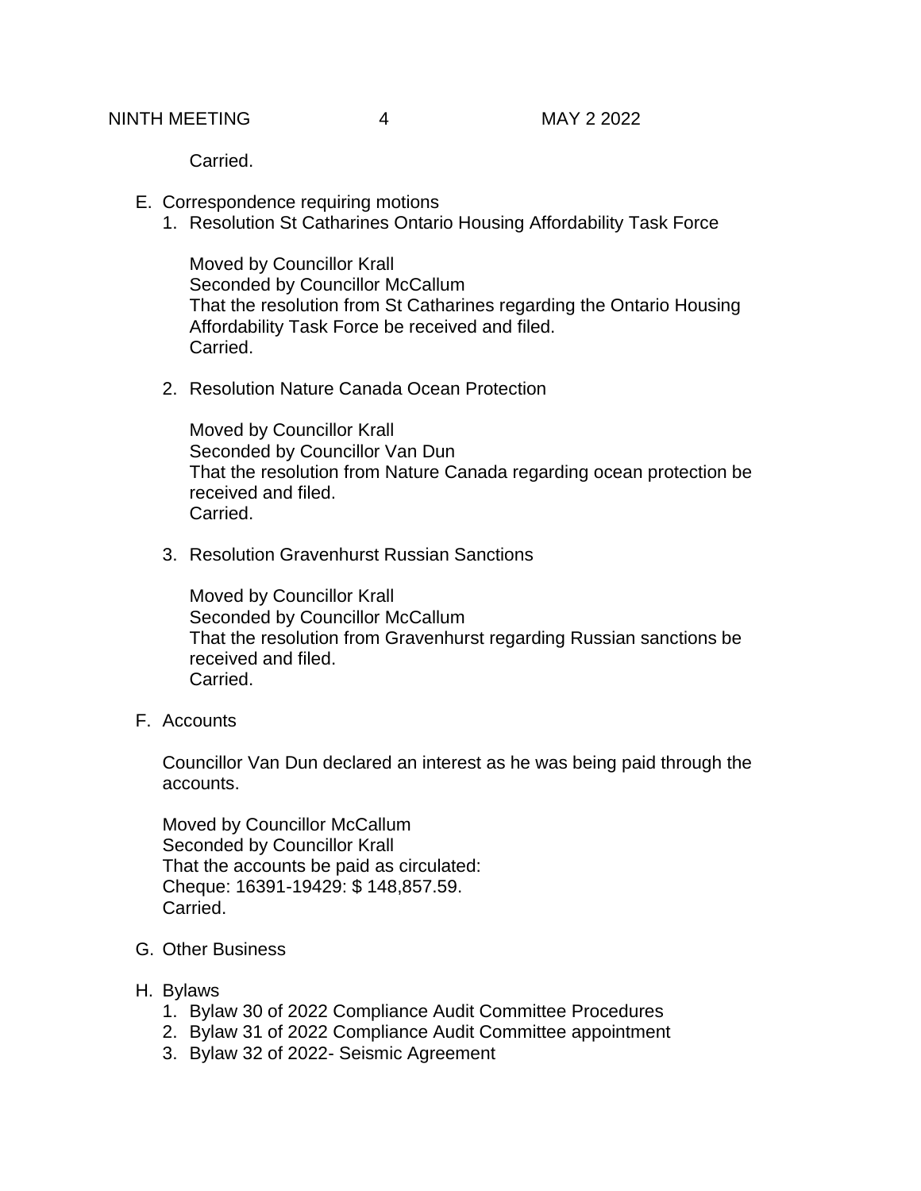Carried.

E. Correspondence requiring motions
   1. Resolution St Catharines Ontario Housing Affordability Task Force

      Moved by Councillor Krall
      Seconded by Councillor McCallum
      That the resolution from St Catharines regarding the Ontario Housing Affordability Task Force be received and filed.
      Carried.

   2. Resolution Nature Canada Ocean Protection

      Moved by Councillor Krall
      Seconded by Councillor Van Dun
      That the resolution from Nature Canada regarding ocean protection be received and filed.
      Carried.

   3. Resolution Gravenhurst Russian Sanctions

      Moved by Councillor Krall
      Seconded by Councillor McCallum
      That the resolution from Gravenhurst regarding Russian sanctions be received and filed.
      Carried.

F. Accounts

   Councillor Van Dun declared an interest as he was being paid through the accounts.

   Moved by Councillor McCallum
   Seconded by Councillor Krall
   That the accounts be paid as circulated:
   Cheque: 16391-19429: $ 148,857.59.
   Carried.

G. Other Business

H. Bylaws
   1. Bylaw 30 of 2022 Compliance Audit Committee Procedures
   2. Bylaw 31 of 2022 Compliance Audit Committee appointment
   3. Bylaw 32 of 2022- Seismic Agreement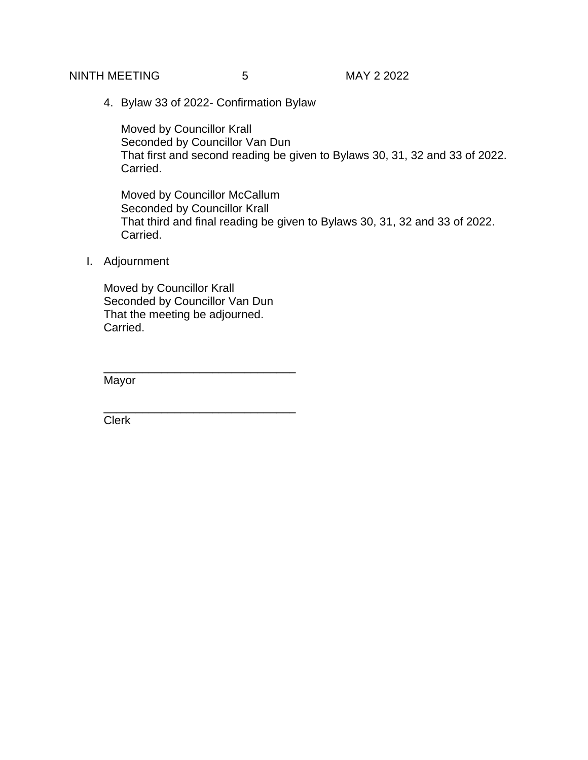4. Bylaw 33 of 2022- Confirmation Bylaw

   Moved by Councillor Krall
   Seconded by Councillor Van Dun
   That first and second reading be given to Bylaws 30, 31, 32 and 33 of 2022.
   Carried.

   Moved by Councillor McCallum
   Seconded by Councillor Krall
   That third and final reading be given to Bylaws 30, 31, 32 and 33 of 2022.
   Carried.

I. Adjournment

   Moved by Councillor Krall
   Seconded by Councillor Van Dun
   That the meeting be adjourned.
   Carried.

   ______________________________
   Mayor

   ______________________________
   Clerk